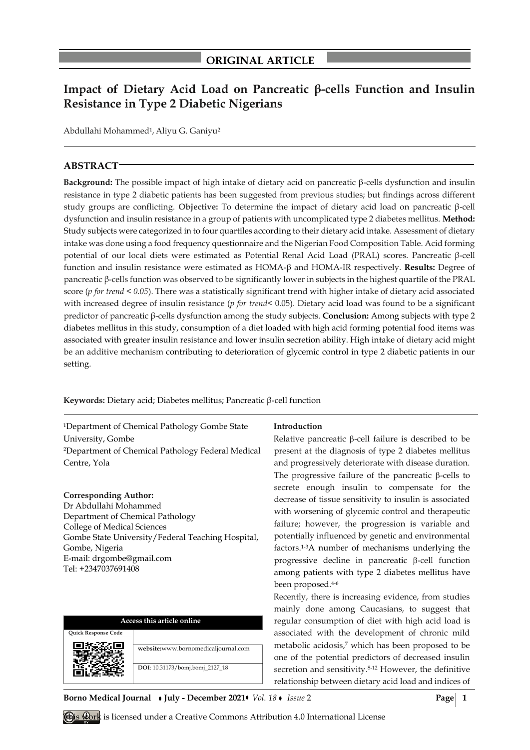**ORIGINAL ARTICLE**

# Impact of Dietary Acid Load on Pancreatic β-cells Function and Insulin Resistance in Type 2 Diabetic Nigerians

Abdullahi Mohammed[1], Aliyu G. Ganiyu[2]

## ABSTRACT

**Background:** The possible impact of high intake of dietary acid on pancreatic β-cells dysfunction and insulin resistance in type 2 diabetic patients has been suggested from previous studies; but findings across different study groups are conflicting. **Objective:** To determine the impact of dietary acid load on pancreatic β-cell dysfunction and insulin resistance in a group of patients with uncomplicated type 2 diabetes mellitus. **Method:** Study subjects were categorized in to four quartiles according to their dietary acid intake. Assessment of dietary intake was done using a food frequency questionnaire and the Nigerian Food Composition Table. Acid forming potential of our local diets were estimated as Potential Renal Acid Load (PRAL) scores. Pancreatic β-cell function and insulin resistance were estimated as HOMA-β and HOMA-IR respectively. **Results:** Degree of pancreatic β-cells function was observed to be significantly lower in subjects in the highest quartile of the PRAL score (*p for trend* < *0.05*). There was a statistically significant trend with higher intake of dietary acid associated with increased degree of insulin resistance (*p for trend*< 0.05). Dietary acid load was found to be a significant predictor of pancreatic β-cells dysfunction among the study subjects. **Conclusion:** Among subjects with type 2 diabetes mellitus in this study, consumption of a diet loaded with high acid forming potential food items was associated with greater insulin resistance and lower insulin secretion ability. High intake of dietary acid might be an additive mechanism contributing to deterioration of glycemic control in type 2 diabetic patients in our setting.

**Keywords:** Dietary acid; Diabetes mellitus; Pancreatic β-cell function

[1]Department of Chemical Pathology Gombe State University, Gombe
[2]Department of Chemical Pathology Federal Medical Centre, Yola

**Corresponding Author:**
Dr Abdullahi Mohammed
Department of Chemical Pathology
College of Medical Sciences
Gombe State University/Federal Teaching Hospital, Gombe, Nigeria
E-mail: drgombe@gmail.com
Tel: +2347037691408

| Access this article online | |
|---|---|
| Quick Response Code | |
| | website:www.bornomedicaljournal.com |
| | DOI: 10.31173/bomj.bomj_2127_18 |

## Introduction

Relative pancreatic β-cell failure is described to be present at the diagnosis of type 2 diabetes mellitus and progressively deteriorate with disease duration. The progressive failure of the pancreatic β-cells to secrete enough insulin to compensate for the decrease of tissue sensitivity to insulin is associated with worsening of glycemic control and therapeutic failure; however, the progression is variable and potentially influenced by genetic and environmental factors.[1-3]A number of mechanisms underlying the progressive decline in pancreatic β-cell function among patients with type 2 diabetes mellitus have been proposed.[4-6]

Recently, there is increasing evidence, from studies mainly done among Caucasians, to suggest that regular consumption of diet with high acid load is associated with the development of chronic mild metabolic acidosis,[7] which has been proposed to be one of the potential predictors of decreased insulin secretion and sensitivity.[8-12] However, the definitive relationship between dietary acid load and indices of

This work is licensed under a Creative Commons Attribution 4.0 International License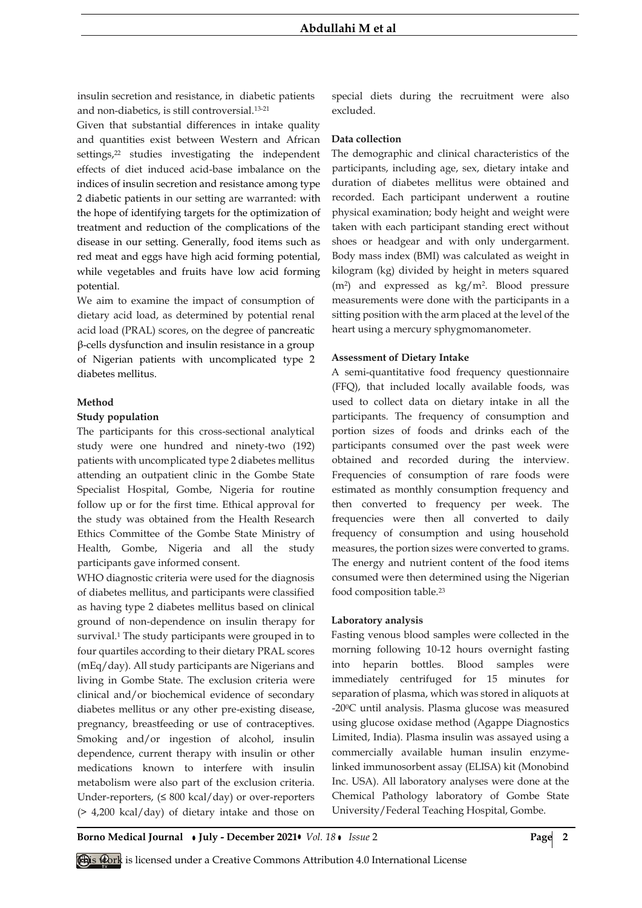insulin secretion and resistance, in diabetic patients and non-diabetics, is still controversial.[13-21]

Given that substantial differences in intake quality and quantities exist between Western and African settings,[22] studies investigating the independent effects of diet induced acid-base imbalance on the indices of insulin secretion and resistance among type 2 diabetic patients in our setting are warranted: with the hope of identifying targets for the optimization of treatment and reduction of the complications of the disease in our setting. Generally, food items such as red meat and eggs have high acid forming potential, while vegetables and fruits have low acid forming potential.

We aim to examine the impact of consumption of dietary acid load, as determined by potential renal acid load (PRAL) scores, on the degree of pancreatic β-cells dysfunction and insulin resistance in a group of Nigerian patients with uncomplicated type 2 diabetes mellitus.

## Method

### Study population

The participants for this cross-sectional analytical study were one hundred and ninety-two (192) patients with uncomplicated type 2 diabetes mellitus attending an outpatient clinic in the Gombe State Specialist Hospital, Gombe, Nigeria for routine follow up or for the first time. Ethical approval for the study was obtained from the Health Research Ethics Committee of the Gombe State Ministry of Health, Gombe, Nigeria and all the study participants gave informed consent.

WHO diagnostic criteria were used for the diagnosis of diabetes mellitus, and participants were classified as having type 2 diabetes mellitus based on clinical ground of non-dependence on insulin therapy for survival.[1] The study participants were grouped in to four quartiles according to their dietary PRAL scores (mEq/day). All study participants are Nigerians and living in Gombe State. The exclusion criteria were clinical and/or biochemical evidence of secondary diabetes mellitus or any other pre-existing disease, pregnancy, breastfeeding or use of contraceptives. Smoking and/or ingestion of alcohol, insulin dependence, current therapy with insulin or other medications known to interfere with insulin metabolism were also part of the exclusion criteria. Under-reporters, (≤ 800 kcal/day) or over-reporters (> 4,200 kcal/day) of dietary intake and those on special diets during the recruitment were also excluded.

### Data collection

The demographic and clinical characteristics of the participants, including age, sex, dietary intake and duration of diabetes mellitus were obtained and recorded. Each participant underwent a routine physical examination; body height and weight were taken with each participant standing erect without shoes or headgear and with only undergarment. Body mass index (BMI) was calculated as weight in kilogram (kg) divided by height in meters squared ($m^2$) and expressed as $kg/m^2$. Blood pressure measurements were done with the participants in a sitting position with the arm placed at the level of the heart using a mercury sphygmomanometer.

### Assessment of Dietary Intake

A semi-quantitative food frequency questionnaire (FFQ), that included locally available foods, was used to collect data on dietary intake in all the participants. The frequency of consumption and portion sizes of foods and drinks each of the participants consumed over the past week were obtained and recorded during the interview. Frequencies of consumption of rare foods were estimated as monthly consumption frequency and then converted to frequency per week. The frequencies were then all converted to daily frequency of consumption and using household measures, the portion sizes were converted to grams. The energy and nutrient content of the food items consumed were then determined using the Nigerian food composition table.[23]

### Laboratory analysis

Fasting venous blood samples were collected in the morning following 10-12 hours overnight fasting into heparin bottles. Blood samples were immediately centrifuged for 15 minutes for separation of plasma, which was stored in aliquots at -20$^0$C until analysis. Plasma glucose was measured using glucose oxidase method (Agappe Diagnostics Limited, India). Plasma insulin was assayed using a commercially available human insulin enzyme-linked immunosorbent assay (ELISA) kit (Monobind Inc. USA). All laboratory analyses were done at the Chemical Pathology laboratory of Gombe State University/Federal Teaching Hospital, Gombe.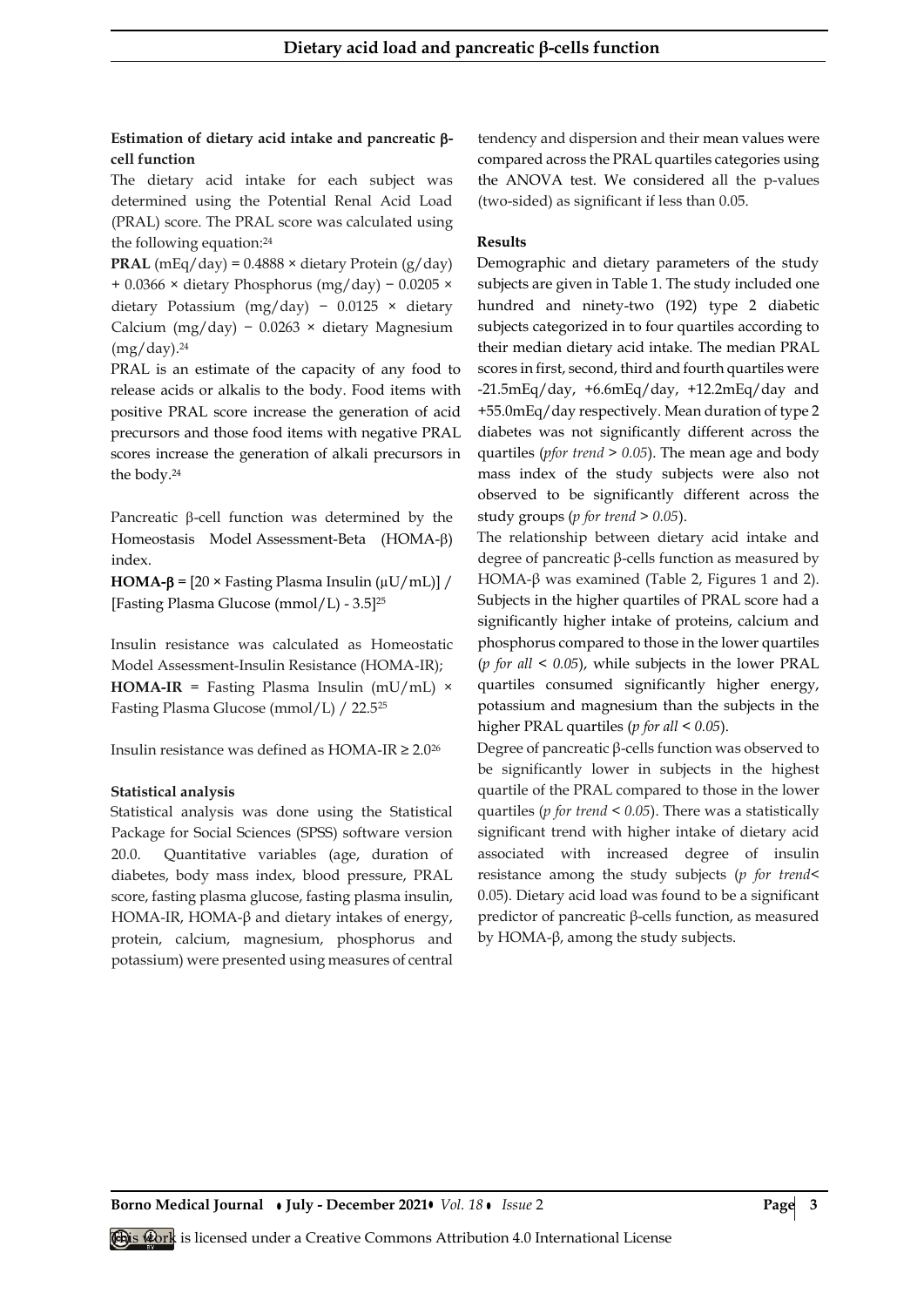#### Estimation of dietary acid intake and pancreatic β-cell function

The dietary acid intake for each subject was determined using the Potential Renal Acid Load (PRAL) score. The PRAL score was calculated using the following equation:[24]

**PRAL** (mEq/day) = 0.4888 × dietary Protein (g/day) + 0.0366 × dietary Phosphorus (mg/day) − 0.0205 × dietary Potassium (mg/day) − 0.0125 × dietary Calcium (mg/day) − 0.0263 × dietary Magnesium (mg/day).[24]

PRAL is an estimate of the capacity of any food to release acids or alkalis to the body. Food items with positive PRAL score increase the generation of acid precursors and those food items with negative PRAL scores increase the generation of alkali precursors in the body.[24]

Pancreatic β-cell function was determined by the Homeostasis Model Assessment-Beta (HOMA-β) index.

**HOMA-β** = [20 × Fasting Plasma Insulin (μU/mL)] / [Fasting Plasma Glucose (mmol/L) - 3.5][25]

Insulin resistance was calculated as Homeostatic Model Assessment-Insulin Resistance (HOMA-IR); **HOMA-IR** = Fasting Plasma Insulin (mU/mL) × Fasting Plasma Glucose (mmol/L) / 22.5[25]

Insulin resistance was defined as HOMA-IR ≥ 2.0[26]

#### Statistical analysis

Statistical analysis was done using the Statistical Package for Social Sciences (SPSS) software version 20.0. Quantitative variables (age, duration of diabetes, body mass index, blood pressure, PRAL score, fasting plasma glucose, fasting plasma insulin, HOMA-IR, HOMA-β and dietary intakes of energy, protein, calcium, magnesium, phosphorus and potassium) were presented using measures of central tendency and dispersion and their mean values were compared across the PRAL quartiles categories using the ANOVA test. We considered all the p-values (two-sided) as significant if less than 0.05.

#### Results

Demographic and dietary parameters of the study subjects are given in Table 1. The study included one hundred and ninety-two (192) type 2 diabetic subjects categorized in to four quartiles according to their median dietary acid intake. The median PRAL scores in first, second, third and fourth quartiles were -21.5mEq/day, +6.6mEq/day, +12.2mEq/day and +55.0mEq/day respectively. Mean duration of type 2 diabetes was not significantly different across the quartiles (*pfor trend* $> 0.05$). The mean age and body mass index of the study subjects were also not observed to be significantly different across the study groups (*p for trend* $> 0.05$).

The relationship between dietary acid intake and degree of pancreatic β-cells function as measured by HOMA-β was examined (Table 2, Figures 1 and 2). Subjects in the higher quartiles of PRAL score had a significantly higher intake of proteins, calcium and phosphorus compared to those in the lower quartiles (*p for all* $< 0.05$), while subjects in the lower PRAL quartiles consumed significantly higher energy, potassium and magnesium than the subjects in the higher PRAL quartiles (*p for all* $< 0.05$).

Degree of pancreatic β-cells function was observed to be significantly lower in subjects in the highest quartile of the PRAL compared to those in the lower quartiles (*p for trend* $< 0.05$). There was a statistically significant trend with higher intake of dietary acid associated with increased degree of insulin resistance among the study subjects (*p for trend*$<$ 0.05). Dietary acid load was found to be a significant predictor of pancreatic β-cells function, as measured by HOMA-β, among the study subjects.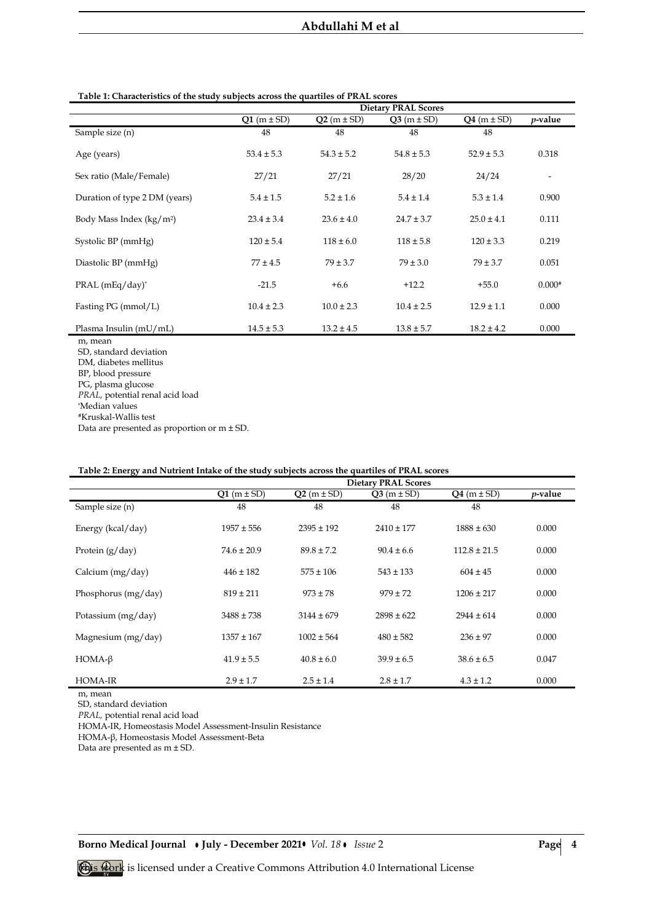**Table 1: Characteristics of the study subjects across the quartiles of PRAL scores**

| | Dietary PRAL Scores | | | | |
|---|---|---|---|---|---|
| | **Q1** (m ± SD) | **Q2** (m ± SD) | **Q3** (m ± SD) | **Q4** (m ± SD) | ***p*-value** |
| Sample size (n) | 48 | 48 | 48 | 48 | |
| Age (years) | 53.4 ± 5.3 | 54.3 ± 5.2 | 54.8 ± 5.3 | 52.9 ± 5.3 | 0.318 |
| Sex ratio (Male/Female) | 27/21 | 27/21 | 28/20 | 24/24 | - |
| Duration of type 2 DM (years) | 5.4 ± 1.5 | 5.2 ± 1.6 | 5.4 ± 1.4 | 5.3 ± 1.4 | 0.900 |
| Body Mass Index (kg/m$^2$) | 23.4 ± 3.4 | 23.6 ± 4.0 | 24.7 ± 3.7 | 25.0 ± 4.1 | 0.111 |
| Systolic BP (mmHg) | 120 ± 5.4 | 118 ± 6.0 | 118 ± 5.8 | 120 ± 3.3 | 0.219 |
| Diastolic BP (mmHg) | 77 ± 4.5 | 79 ± 3.7 | 79 ± 3.0 | 79 ± 3.7 | 0.051 |
| PRAL (mEq/day)* | -21.5 | +6.6 | +12.2 | +55.0 | 0.000# |
| Fasting PG (mmol/L) | 10.4 ± 2.3 | 10.0 ± 2.3 | 10.4 ± 2.5 | 12.9 ± 1.1 | 0.000 |
| Plasma Insulin (mU/mL) | 14.5 ± 5.3 | 13.2 ± 4.5 | 13.8 ± 5.7 | 18.2 ± 4.2 | 0.000 |

m, mean
SD, standard deviation
DM, diabetes mellitus
BP, blood pressure
PG, plasma glucose
*PRAL,* potential renal acid load
*Median values
#Kruskal-Wallis test
Data are presented as proportion or m ± SD.

**Table 2: Energy and Nutrient Intake of the study subjects across the quartiles of PRAL scores**

| | Dietary PRAL Scores | | | | |
|---|---|---|---|---|---|
| | **Q1** (m ± SD) | **Q2** (m ± SD) | **Q3** (m ± SD) | **Q4** (m ± SD) | ***p*-value** |
| Sample size (n) | 48 | 48 | 48 | 48 | |
| Energy (kcal/day) | 1957 ± 556 | 2395 ± 192 | 2410 ± 177 | 1888 ± 630 | 0.000 |
| Protein (g/day) | 74.6 ± 20.9 | 89.8 ± 7.2 | 90.4 ± 6.6 | 112.8 ± 21.5 | 0.000 |
| Calcium (mg/day) | 446 ± 182 | 575 ± 106 | 543 ± 133 | 604 ± 45 | 0.000 |
| Phosphorus (mg/day) | 819 ± 211 | 973 ± 78 | 979 ± 72 | 1206 ± 217 | 0.000 |
| Potassium (mg/day) | 3488 ± 738 | 3144 ± 679 | 2898 ± 622 | 2944 ± 614 | 0.000 |
| Magnesium (mg/day) | 1357 ± 167 | 1002 ± 564 | 480 ± 582 | 236 ± 97 | 0.000 |
| HOMA-β | 41.9 ± 5.5 | 40.8 ± 6.0 | 39.9 ± 6.5 | 38.6 ± 6.5 | 0.047 |
| HOMA-IR | 2.9 ± 1.7 | 2.5 ± 1.4 | 2.8 ± 1.7 | 4.3 ± 1.2 | 0.000 |

m, mean
SD, standard deviation
*PRAL,* potential renal acid load
HOMA-IR, Homeostasis Model Assessment-Insulin Resistance
HOMA-β, Homeostasis Model Assessment-Beta
Data are presented as m ± SD.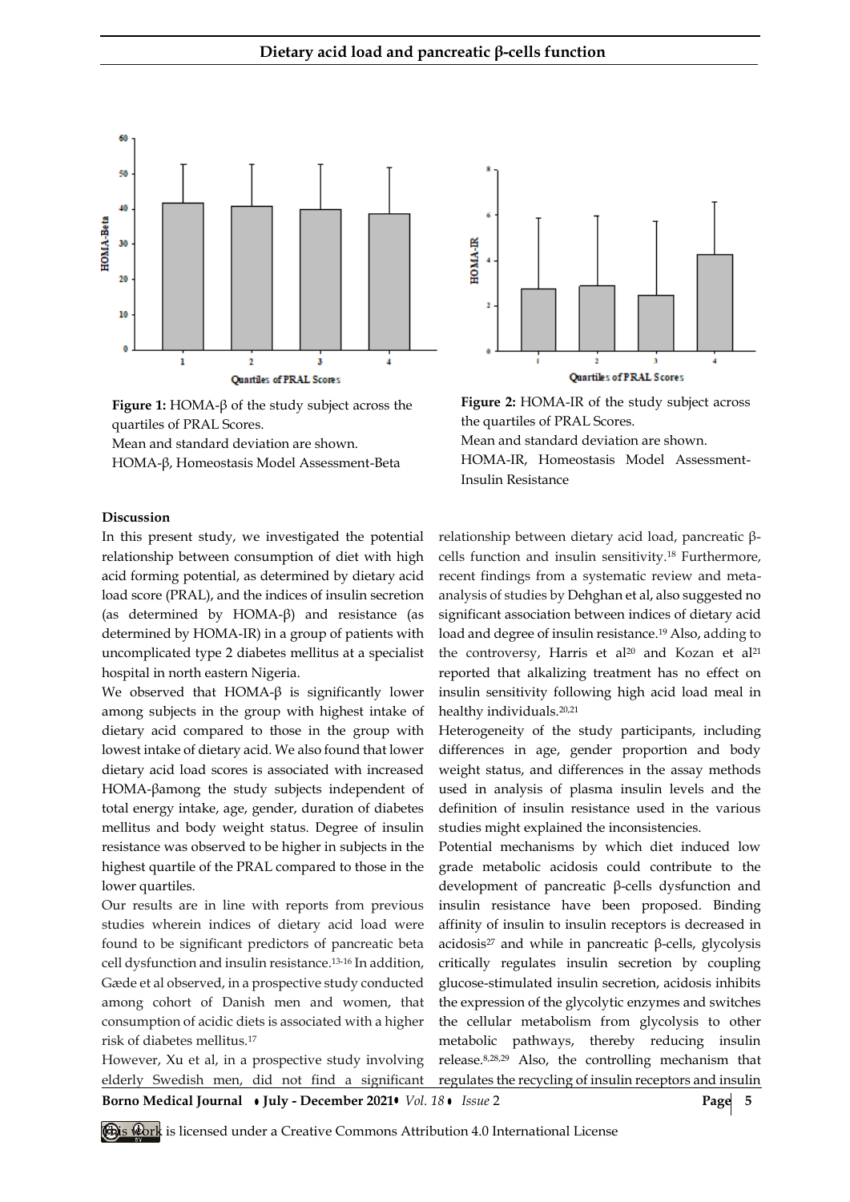Figure 1: HOMA-β of the study subject across the quartiles of PRAL Scores.
Mean and standard deviation are shown.
HOMA-β, Homeostasis Model Assessment-Beta

Figure 2: HOMA-IR of the study subject across the quartiles of PRAL Scores.
Mean and standard deviation are shown.
HOMA-IR, Homeostasis Model Assessment-Insulin Resistance

**Discussion**

In this present study, we investigated the potential relationship between consumption of diet with high acid forming potential, as determined by dietary acid load score (PRAL), and the indices of insulin secretion (as determined by HOMA-β) and resistance (as determined by HOMA-IR) in a group of patients with uncomplicated type 2 diabetes mellitus at a specialist hospital in north eastern Nigeria.

We observed that HOMA-β is significantly lower among subjects in the group with highest intake of dietary acid compared to those in the group with lowest intake of dietary acid. We also found that lower dietary acid load scores is associated with increased HOMA-βamong the study subjects independent of total energy intake, age, gender, duration of diabetes mellitus and body weight status. Degree of insulin resistance was observed to be higher in subjects in the highest quartile of the PRAL compared to those in the lower quartiles.

Our results are in line with reports from previous studies wherein indices of dietary acid load were found to be significant predictors of pancreatic beta cell dysfunction and insulin resistance.[13-16] In addition, Gæde et al observed, in a prospective study conducted among cohort of Danish men and women, that consumption of acidic diets is associated with a higher risk of diabetes mellitus.[17]

However, Xu et al, in a prospective study involving elderly Swedish men, did not find a significant relationship between dietary acid load, pancreatic β-cells function and insulin sensitivity.[18] Furthermore, recent findings from a systematic review and meta-analysis of studies by Dehghan et al, also suggested no significant association between indices of dietary acid load and degree of insulin resistance.[19] Also, adding to the controversy, Harris et al[20] and Kozan et al[21] reported that alkalizing treatment has no effect on insulin sensitivity following high acid load meal in healthy individuals.[20,21]

Heterogeneity of the study participants, including differences in age, gender proportion and body weight status, and differences in the assay methods used in analysis of plasma insulin levels and the definition of insulin resistance used in the various studies might explained the inconsistencies.

Potential mechanisms by which diet induced low grade metabolic acidosis could contribute to the development of pancreatic β-cells dysfunction and insulin resistance have been proposed. Binding affinity of insulin to insulin receptors is decreased in acidosis[27] and while in pancreatic β-cells, glycolysis critically regulates insulin secretion by coupling glucose-stimulated insulin secretion, acidosis inhibits the expression of the glycolytic enzymes and switches the cellular metabolism from glycolysis to other metabolic pathways, thereby reducing insulin release.[8,28,29] Also, the controlling mechanism that regulates the recycling of insulin receptors and insulin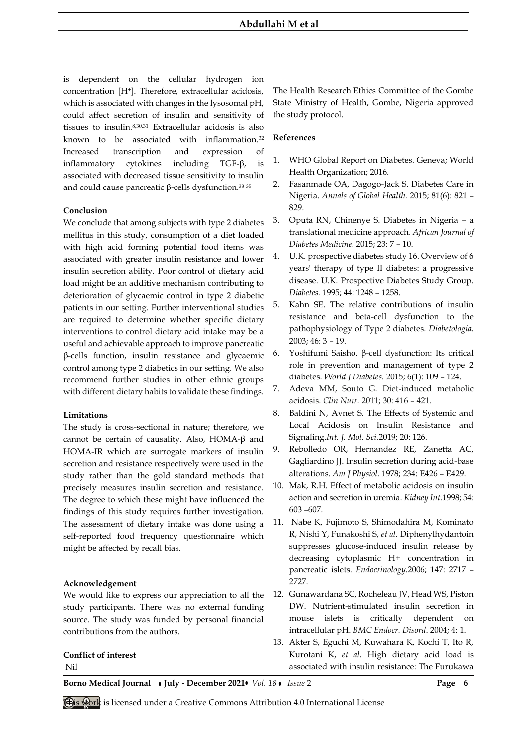is dependent on the cellular hydrogen ion concentration $[H^+]$. Therefore, extracellular acidosis, which is associated with changes in the lysosomal pH, could affect secretion of insulin and sensitivity of tissues to insulin.[8,30,31] Extracellular acidosis is also known to be associated with inflammation.[32] Increased transcription and expression of inflammatory cytokines including TGF-β, is associated with decreased tissue sensitivity to insulin and could cause pancreatic β-cells dysfunction.[33-35]

**Conclusion**

We conclude that among subjects with type 2 diabetes mellitus in this study, consumption of a diet loaded with high acid forming potential food items was associated with greater insulin resistance and lower insulin secretion ability. Poor control of dietary acid load might be an additive mechanism contributing to deterioration of glycaemic control in type 2 diabetic patients in our setting. Further interventional studies are required to determine whether specific dietary interventions to control dietary acid intake may be a useful and achievable approach to improve pancreatic β-cells function, insulin resistance and glycaemic control among type 2 diabetics in our setting. We also recommend further studies in other ethnic groups with different dietary habits to validate these findings.

**Limitations**

The study is cross-sectional in nature; therefore, we cannot be certain of causality. Also, HOMA-β and HOMA-IR which are surrogate markers of insulin secretion and resistance respectively were used in the study rather than the gold standard methods that precisely measures insulin secretion and resistance. The degree to which these might have influenced the findings of this study requires further investigation. The assessment of dietary intake was done using a self-reported food frequency questionnaire which might be affected by recall bias.

**Acknowledgement**

We would like to express our appreciation to all the study participants. There was no external funding source. The study was funded by personal financial contributions from the authors.

**Conflict of interest**

Nil

The Health Research Ethics Committee of the Gombe State Ministry of Health, Gombe, Nigeria approved the study protocol.

**References**

1. WHO Global Report on Diabetes. Geneva; World Health Organization; 2016.
2. Fasanmade OA, Dagogo-Jack S. Diabetes Care in Nigeria. *Annals of Global Health.* 2015; 81(6): 821 – 829.
3. Oputa RN, Chinenye S. Diabetes in Nigeria – a translational medicine approach. *African Journal of Diabetes Medicine.* 2015; 23: 7 – 10.
4. U.K. prospective diabetes study 16. Overview of 6 years' therapy of type II diabetes: a progressive disease. U.K. Prospective Diabetes Study Group. *Diabetes.* 1995; 44: 1248 – 1258.
5. Kahn SE. The relative contributions of insulin resistance and beta-cell dysfunction to the pathophysiology of Type 2 diabetes. *Diabetologia.* 2003; 46: 3 – 19.
6. Yoshifumi Saisho. β-cell dysfunction: Its critical role in prevention and management of type 2 diabetes. *World J Diabetes.* 2015; 6(1): 109 – 124.
7. Adeva MM, Souto G. Diet-induced metabolic acidosis. *Clin Nutr.* 2011; 30: 416 – 421.
8. Baldini N, Avnet S. The Effects of Systemic and Local Acidosis on Insulin Resistance and Signaling.*Int. J. Mol. Sci.*2019; 20: 126.
9. Rebolledo OR, Hernandez RE, Zanetta AC, Gagliardino JJ. Insulin secretion during acid-base alterations. *Am J Physiol.* 1978; 234: E426 – E429.
10. Mak, R.H. Effect of metabolic acidosis on insulin action and secretion in uremia. *Kidney Int.*1998; 54: 603 –607.
11. Nabe K, Fujimoto S, Shimodahira M, Kominato R, Nishi Y, Funakoshi S, *et al.* Diphenylhydantoin suppresses glucose-induced insulin release by decreasing cytoplasmic H+ concentration in pancreatic islets. *Endocrinology.*2006; 147: 2717 – 2727.
12. Gunawardana SC, Rocheleau JV, Head WS, Piston DW. Nutrient-stimulated insulin secretion in mouse islets is critically dependent on intracellular pH. *BMC Endocr. Disord*. 2004; 4: 1.
13. Akter S, Eguchi M, Kuwahara K, Kochi T, Ito R, Kurotani K, *et al.* High dietary acid load is associated with insulin resistance: The Furukawa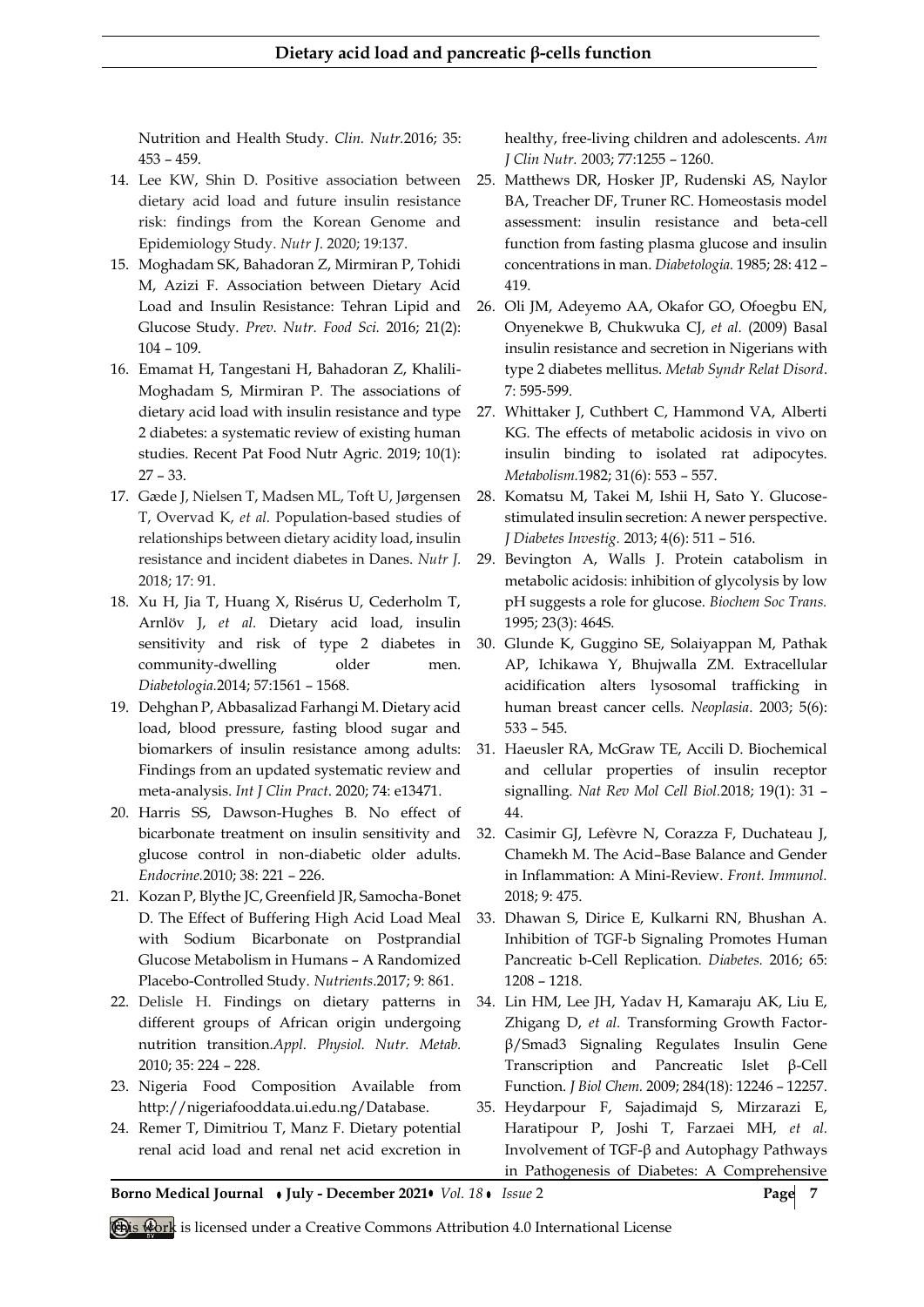Nutrition and Health Study. *Clin. Nutr.*2016; 35: 453 – 459.

14. Lee KW, Shin D. Positive association between dietary acid load and future insulin resistance risk: findings from the Korean Genome and Epidemiology Study. *Nutr J*. 2020; 19:137.
15. Moghadam SK, Bahadoran Z, Mirmiran P, Tohidi M, Azizi F. Association between Dietary Acid Load and Insulin Resistance: Tehran Lipid and Glucose Study. *Prev. Nutr. Food Sci.* 2016; 21(2): 104 – 109.
16. Emamat H, Tangestani H, Bahadoran Z, Khalili-Moghadam S, Mirmiran P. The associations of dietary acid load with insulin resistance and type 2 diabetes: a systematic review of existing human studies. Recent Pat Food Nutr Agric. 2019; 10(1): 27 – 33.
17. Gæde J, Nielsen T, Madsen ML, Toft U, Jørgensen T, Overvad K, *et al.* Population-based studies of relationships between dietary acidity load, insulin resistance and incident diabetes in Danes. *Nutr J.* 2018; 17: 91.
18. Xu H, Jia T, Huang X, Risérus U, Cederholm T, Arnlöv J, *et al.* Dietary acid load, insulin sensitivity and risk of type 2 diabetes in community-dwelling older men. *Diabetologia.*2014; 57:1561 – 1568.
19. Dehghan P, Abbasalizad Farhangi M. Dietary acid load, blood pressure, fasting blood sugar and biomarkers of insulin resistance among adults: Findings from an updated systematic review and meta-analysis. *Int J Clin Pract*. 2020; 74: e13471.
20. Harris SS, Dawson-Hughes B. No effect of bicarbonate treatment on insulin sensitivity and glucose control in non-diabetic older adults. *Endocrine.*2010; 38: 221 – 226.
21. Kozan P, Blythe JC, Greenfield JR, Samocha-Bonet D. The Effect of Buffering High Acid Load Meal with Sodium Bicarbonate on Postprandial Glucose Metabolism in Humans – A Randomized Placebo-Controlled Study. *Nutrients.*2017; 9: 861.
22. Delisle H. Findings on dietary patterns in different groups of African origin undergoing nutrition transition.*Appl. Physiol. Nutr. Metab.* 2010; 35: 224 – 228.
23. Nigeria Food Composition Available from http://nigeriafooddata.ui.edu.ng/Database.
24. Remer T, Dimitriou T, Manz F. Dietary potential renal acid load and renal net acid excretion in healthy, free-living children and adolescents. *Am J Clin Nutr.* 2003; 77:1255 – 1260.
25. Matthews DR, Hosker JP, Rudenski AS, Naylor BA, Treacher DF, Truner RC. Homeostasis model assessment: insulin resistance and beta-cell function from fasting plasma glucose and insulin concentrations in man. *Diabetologia.* 1985; 28: 412 – 419.
26. Oli JM, Adeyemo AA, Okafor GO, Ofoegbu EN, Onyenekwe B, Chukwuka CJ, *et al.* (2009) Basal insulin resistance and secretion in Nigerians with type 2 diabetes mellitus. *Metab Syndr Relat Disord*. 7: 595-599.
27. Whittaker J, Cuthbert C, Hammond VA, Alberti KG. The effects of metabolic acidosis in vivo on insulin binding to isolated rat adipocytes. *Metabolism.*1982; 31(6): 553 – 557.
28. Komatsu M, Takei M, Ishii H, Sato Y. Glucose-stimulated insulin secretion: A newer perspective. *J Diabetes Investig.* 2013; 4(6): 511 – 516.
29. Bevington A, Walls J. Protein catabolism in metabolic acidosis: inhibition of glycolysis by low pH suggests a role for glucose. *Biochem Soc Trans.* 1995; 23(3): 464S.
30. Glunde K, Guggino SE, Solaiyappan M, Pathak AP, Ichikawa Y, Bhujwalla ZM. Extracellular acidification alters lysosomal trafficking in human breast cancer cells. *Neoplasia*. 2003; 5(6): 533 – 545.
31. Haeusler RA, McGraw TE, Accili D. Biochemical and cellular properties of insulin receptor signalling. *Nat Rev Mol Cell Biol.*2018; 19(1): 31 – 44.
32. Casimir GJ, Lefèvre N, Corazza F, Duchateau J, Chamekh M. The Acid–Base Balance and Gender in Inflammation: A Mini-Review. *Front. Immunol.* 2018; 9: 475.
33. Dhawan S, Dirice E, Kulkarni RN, Bhushan A. Inhibition of TGF-b Signaling Promotes Human Pancreatic b-Cell Replication. *Diabetes.* 2016; 65: 1208 – 1218.
34. Lin HM, Lee JH, Yadav H, Kamaraju AK, Liu E, Zhigang D, *et al.* Transforming Growth Factor-β/Smad3 Signaling Regulates Insulin Gene Transcription and Pancreatic Islet β-Cell Function. *J Biol Chem.* 2009; 284(18): 12246 – 12257.
35. Heydarpour F, Sajadimajd S, Mirzarazi E, Haratipour P, Joshi T, Farzaei MH, *et al.* Involvement of TGF-β and Autophagy Pathways in Pathogenesis of Diabetes: A Comprehensive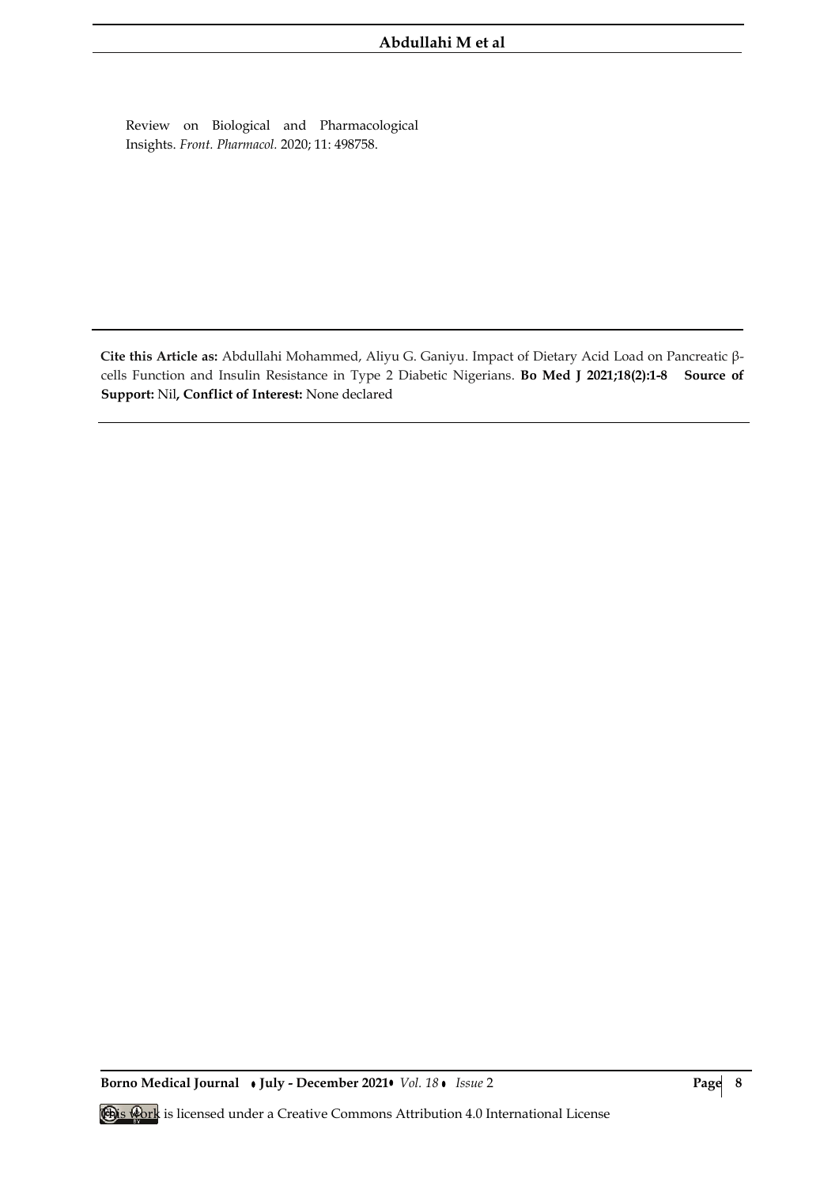Review on Biological and Pharmacological Insights. *Front. Pharmacol.* 2020; 11: 498758.

---

**Cite this Article as:** Abdullahi Mohammed, Aliyu G. Ganiyu. Impact of Dietary Acid Load on Pancreatic β-cells Function and Insulin Resistance in Type 2 Diabetic Nigerians. **Bo Med J 2021;18(2):1-8** **Source of Support:** Nil**, Conflict of Interest:** None declared

---

This work is licensed under a Creative Commons Attribution 4.0 International License